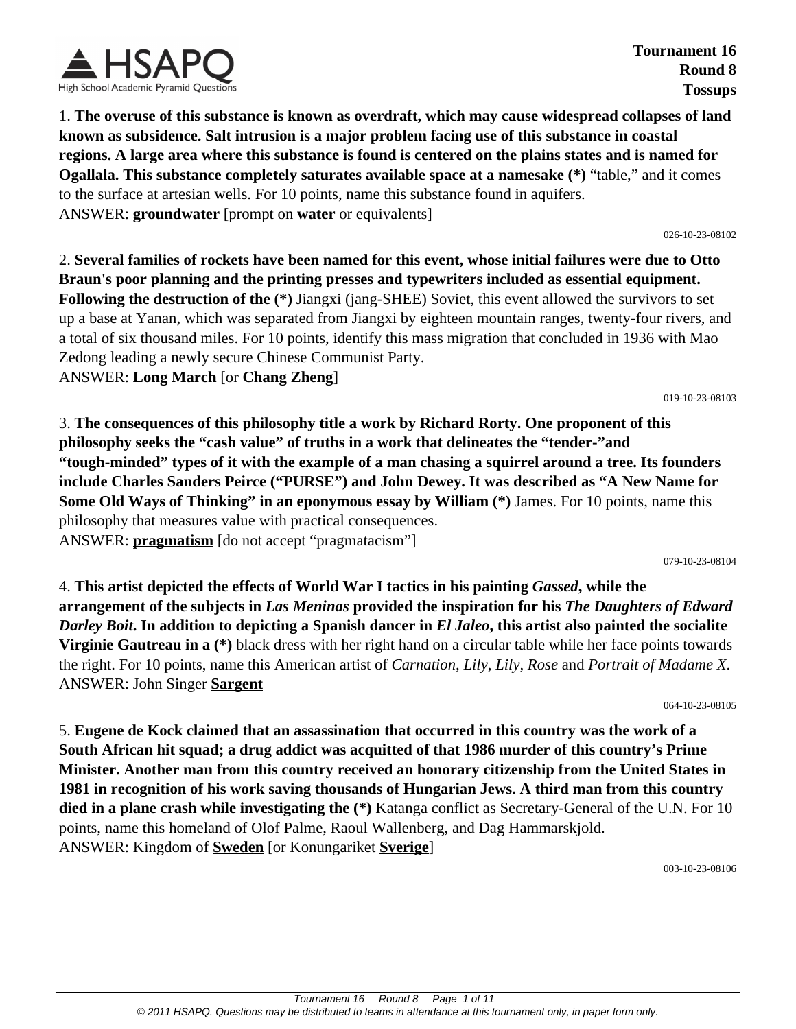**Tournament 16**
**Round 8**
**Tossups**

1. **The overuse of this substance is known as overdraft, which may cause widespread collapses of land known as subsidence. Salt intrusion is a major problem facing use of this substance in coastal regions. A large area where this substance is found is centered on the plains states and is named for Ogallala. This substance completely saturates available space at a namesake (*)** "table," and it comes to the surface at artesian wells. For 10 points, name this substance found in aquifers.
ANSWER: **groundwater** [prompt on **water** or equivalents]

026-10-23-08102

2. **Several families of rockets have been named for this event, whose initial failures were due to Otto Braun's poor planning and the printing presses and typewriters included as essential equipment. Following the destruction of the (*)** Jiangxi (jang-SHEE) Soviet, this event allowed the survivors to set up a base at Yanan, which was separated from Jiangxi by eighteen mountain ranges, twenty-four rivers, and a total of six thousand miles. For 10 points, identify this mass migration that concluded in 1936 with Mao Zedong leading a newly secure Chinese Communist Party.
ANSWER: **Long March** [or **Chang Zheng**]

019-10-23-08103

3. **The consequences of this philosophy title a work by Richard Rorty. One proponent of this philosophy seeks the "cash value" of truths in a work that delineates the "tender-"and "tough-minded" types of it with the example of a man chasing a squirrel around a tree. Its founders include Charles Sanders Peirce ("PURSE") and John Dewey. It was described as "A New Name for Some Old Ways of Thinking" in an eponymous essay by William (*)** James. For 10 points, name this philosophy that measures value with practical consequences.
ANSWER: **pragmatism** [do not accept "pragmatacism"]

079-10-23-08104

4. **This artist depicted the effects of World War I tactics in his painting *Gassed*, while the arrangement of the subjects in *Las Meninas* provided the inspiration for his *The Daughters of Edward Darley Boit*. In addition to depicting a Spanish dancer in *El Jaleo*, this artist also painted the socialite Virginie Gautreau in a (*)** black dress with her right hand on a circular table while her face points towards the right. For 10 points, name this American artist of *Carnation, Lily, Lily, Rose* and *Portrait of Madame X*.
ANSWER: John Singer **Sargent**

064-10-23-08105

5. **Eugene de Kock claimed that an assassination that occurred in this country was the work of a South African hit squad; a drug addict was acquitted of that 1986 murder of this country's Prime Minister. Another man from this country received an honorary citizenship from the United States in 1981 in recognition of his work saving thousands of Hungarian Jews. A third man from this country died in a plane crash while investigating the (*)** Katanga conflict as Secretary-General of the U.N. For 10 points, name this homeland of Olof Palme, Raoul Wallenberg, and Dag Hammarskjold.
ANSWER: Kingdom of **Sweden** [or Konungariket **Sverige**]

003-10-23-08106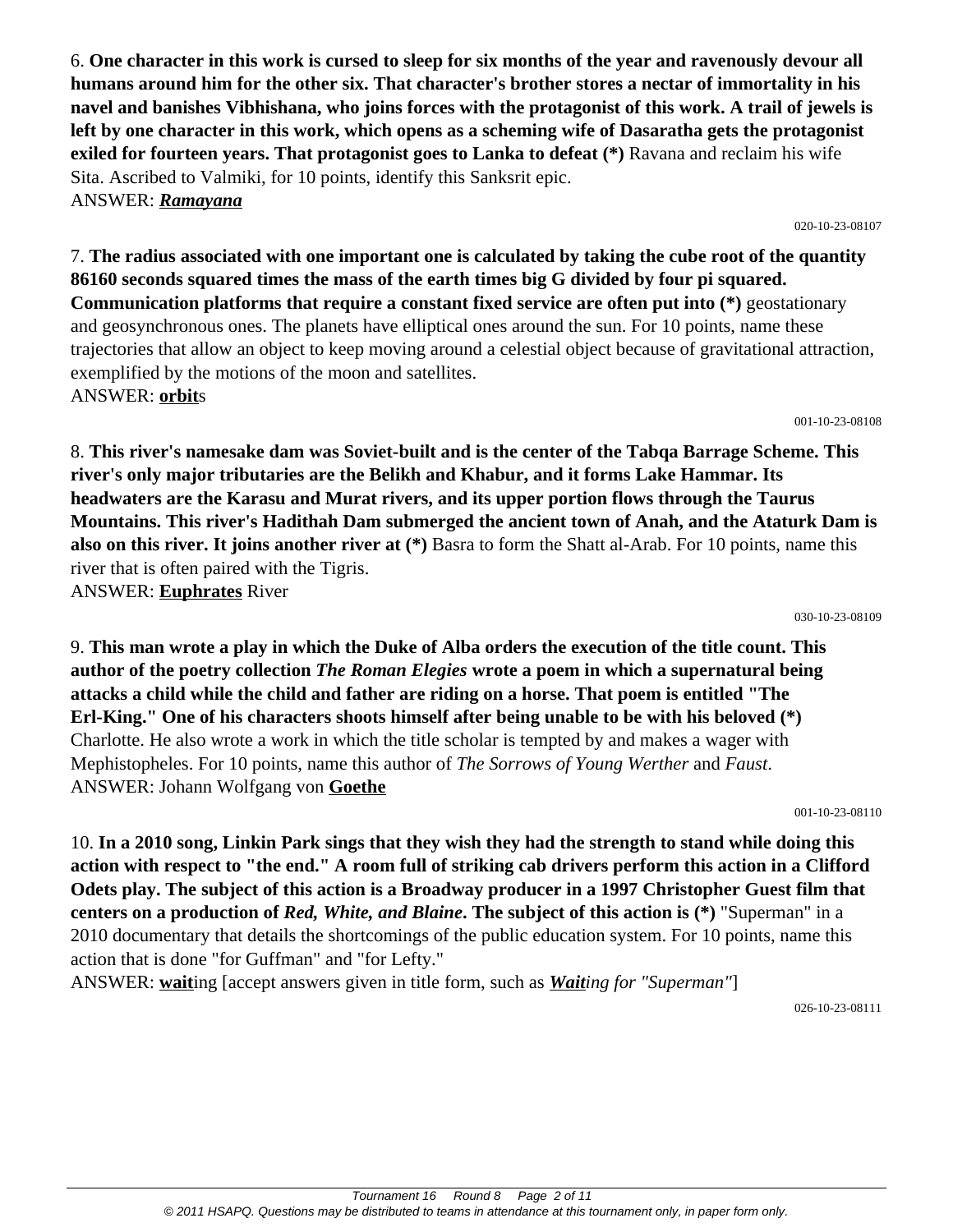6. **One character in this work is cursed to sleep for six months of the year and ravenously devour all humans around him for the other six. That character's brother stores a nectar of immortality in his navel and banishes Vibhishana, who joins forces with the protagonist of this work. A trail of jewels is left by one character in this work, which opens as a scheming wife of Dasaratha gets the protagonist exiled for fourteen years. That protagonist goes to Lanka to defeat (*)** Ravana and reclaim his wife Sita. Ascribed to Valmiki, for 10 points, identify this Sanksrit epic.
ANSWER: ***Ramayana***

020-10-23-08107

7. **The radius associated with one important one is calculated by taking the cube root of the quantity 86160 seconds squared times the mass of the earth times big G divided by four pi squared. Communication platforms that require a constant fixed service are often put into (*)** geostationary and geosynchronous ones. The planets have elliptical ones around the sun. For 10 points, name these trajectories that allow an object to keep moving around a celestial object because of gravitational attraction, exemplified by the motions of the moon and satellites.
ANSWER: **orbit**s

001-10-23-08108

8. **This river's namesake dam was Soviet-built and is the center of the Tabqa Barrage Scheme. This river's only major tributaries are the Belikh and Khabur, and it forms Lake Hammar. Its headwaters are the Karasu and Murat rivers, and its upper portion flows through the Taurus Mountains. This river's Hadithah Dam submerged the ancient town of Anah, and the Ataturk Dam is also on this river. It joins another river at (*)** Basra to form the Shatt al-Arab. For 10 points, name this river that is often paired with the Tigris.
ANSWER: **Euphrates** River

030-10-23-08109

9. **This man wrote a play in which the Duke of Alba orders the execution of the title count. This author of the poetry collection *The Roman Elegies* wrote a poem in which a supernatural being attacks a child while the child and father are riding on a horse. That poem is entitled "The Erl-King." One of his characters shoots himself after being unable to be with his beloved (*)** Charlotte. He also wrote a work in which the title scholar is tempted by and makes a wager with Mephistopheles. For 10 points, name this author of *The Sorrows of Young Werther* and *Faust*.
ANSWER: Johann Wolfgang von **Goethe**

001-10-23-08110

10. **In a 2010 song, Linkin Park sings that they wish they had the strength to stand while doing this action with respect to "the end." A room full of striking cab drivers perform this action in a Clifford Odets play. The subject of this action is a Broadway producer in a 1997 Christopher Guest film that centers on a production of *Red, White, and Blaine*. The subject of this action is (*)** "Superman" in a 2010 documentary that details the shortcomings of the public education system. For 10 points, name this action that is done "for Guffman" and "for Lefty."
ANSWER: **wait**ing [accept answers given in title form, such as ***Wait**ing for "Superman"*]

026-10-23-08111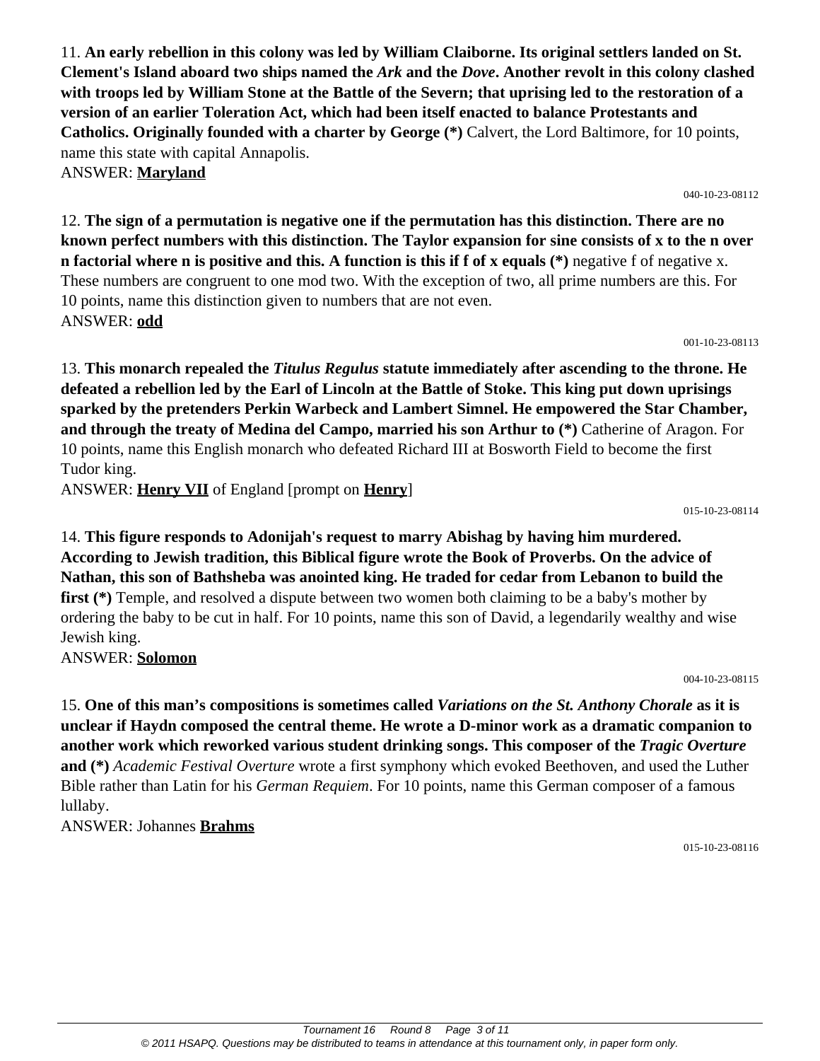11. **An early rebellion in this colony was led by William Claiborne. Its original settlers landed on St. Clement's Island aboard two ships named the *Ark* and the *Dove*. Another revolt in this colony clashed with troops led by William Stone at the Battle of the Severn; that uprising led to the restoration of a version of an earlier Toleration Act, which had been itself enacted to balance Protestants and Catholics. Originally founded with a charter by George (*)** Calvert, the Lord Baltimore, for 10 points, name this state with capital Annapolis.
ANSWER: **<u>Maryland</u>**

040-10-23-08112

12. **The sign of a permutation is negative one if the permutation has this distinction. There are no known perfect numbers with this distinction. The Taylor expansion for sine consists of x to the n over n factorial where n is positive and this. A function is this if f of x equals (*)** negative f of negative x. These numbers are congruent to one mod two. With the exception of two, all prime numbers are this. For 10 points, name this distinction given to numbers that are not even.
ANSWER: **<u>odd</u>**

001-10-23-08113

13. **This monarch repealed the *Titulus Regulus* statute immediately after ascending to the throne. He defeated a rebellion led by the Earl of Lincoln at the Battle of Stoke. This king put down uprisings sparked by the pretenders Perkin Warbeck and Lambert Simnel. He empowered the Star Chamber, and through the treaty of Medina del Campo, married his son Arthur to (*)** Catherine of Aragon. For 10 points, name this English monarch who defeated Richard III at Bosworth Field to become the first Tudor king.
ANSWER: **<u>Henry VII</u>** of England [prompt on **<u>Henry</u>**]

015-10-23-08114

14. **This figure responds to Adonijah's request to marry Abishag by having him murdered. According to Jewish tradition, this Biblical figure wrote the Book of Proverbs. On the advice of Nathan, this son of Bathsheba was anointed king. He traded for cedar from Lebanon to build the first (*)** Temple, and resolved a dispute between two women both claiming to be a baby's mother by ordering the baby to be cut in half. For 10 points, name this son of David, a legendarily wealthy and wise Jewish king.
ANSWER: **<u>Solomon</u>**

004-10-23-08115

15. **One of this man's compositions is sometimes called *Variations on the St. Anthony Chorale* as it is unclear if Haydn composed the central theme. He wrote a D-minor work as a dramatic companion to another work which reworked various student drinking songs. This composer of the *Tragic Overture* and (*)** *Academic Festival Overture* wrote a first symphony which evoked Beethoven, and used the Luther Bible rather than Latin for his *German Requiem*. For 10 points, name this German composer of a famous lullaby.
ANSWER: Johannes **<u>Brahms</u>**

015-10-23-08116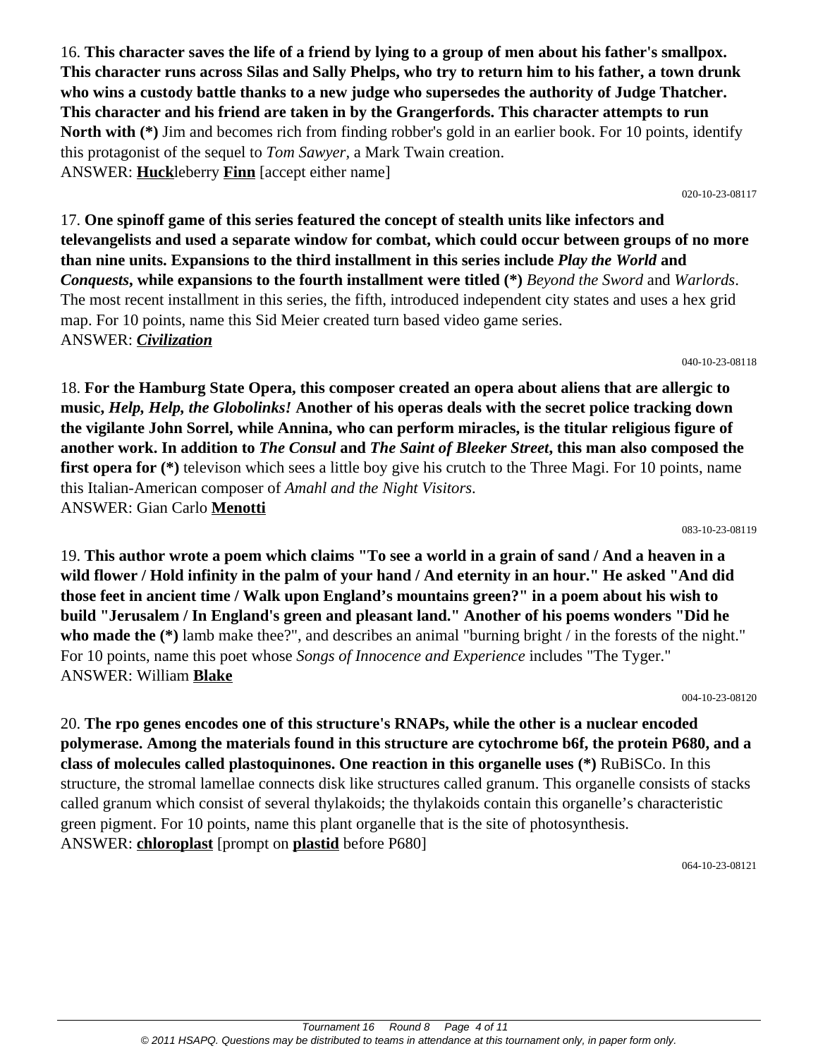16. **This character saves the life of a friend by lying to a group of men about his father's smallpox. This character runs across Silas and Sally Phelps, who try to return him to his father, a town drunk who wins a custody battle thanks to a new judge who supersedes the authority of Judge Thatcher. This character and his friend are taken in by the Grangerfords. This character attempts to run North with (*)** Jim and becomes rich from finding robber's gold in an earlier book. For 10 points, identify this protagonist of the sequel to *Tom Sawyer,* a Mark Twain creation.
ANSWER: **Huck**leberry **Finn** [accept either name]

020-10-23-08117

17. **One spinoff game of this series featured the concept of stealth units like infectors and televangelists and used a separate window for combat, which could occur between groups of no more than nine units. Expansions to the third installment in this series include *Play the World* and *Conquests*, while expansions to the fourth installment were titled (*)** *Beyond the Sword* and *Warlords*. The most recent installment in this series, the fifth, introduced independent city states and uses a hex grid map. For 10 points, name this Sid Meier created turn based video game series.
ANSWER: ***Civilization***

040-10-23-08118

18. **For the Hamburg State Opera, this composer created an opera about aliens that are allergic to music, *Help, Help, the Globolinks!* Another of his operas deals with the secret police tracking down the vigilante John Sorrel, while Annina, who can perform miracles, is the titular religious figure of another work. In addition to *The Consul* and *The Saint of Bleeker Street*, this man also composed the first opera for (*)** televison which sees a little boy give his crutch to the Three Magi. For 10 points, name this Italian-American composer of *Amahl and the Night Visitors*.
ANSWER: Gian Carlo **Menotti**

083-10-23-08119

19. **This author wrote a poem which claims "To see a world in a grain of sand / And a heaven in a wild flower / Hold infinity in the palm of your hand / And eternity in an hour." He asked "And did those feet in ancient time / Walk upon England's mountains green?" in a poem about his wish to build "Jerusalem / In England's green and pleasant land." Another of his poems wonders "Did he who made the (*)** lamb make thee?", and describes an animal "burning bright / in the forests of the night." For 10 points, name this poet whose *Songs of Innocence and Experience* includes "The Tyger."
ANSWER: William **Blake**

004-10-23-08120

20. **The rpo genes encodes one of this structure's RNAPs, while the other is a nuclear encoded polymerase. Among the materials found in this structure are cytochrome b6f, the protein P680, and a class of molecules called plastoquinones. One reaction in this organelle uses (*)** RuBiSCo. In this structure, the stromal lamellae connects disk like structures called granum. This organelle consists of stacks called granum which consist of several thylakoids; the thylakoids contain this organelle's characteristic green pigment. For 10 points, name this plant organelle that is the site of photosynthesis.
ANSWER: **chloroplast** [prompt on **plastid** before P680]

064-10-23-08121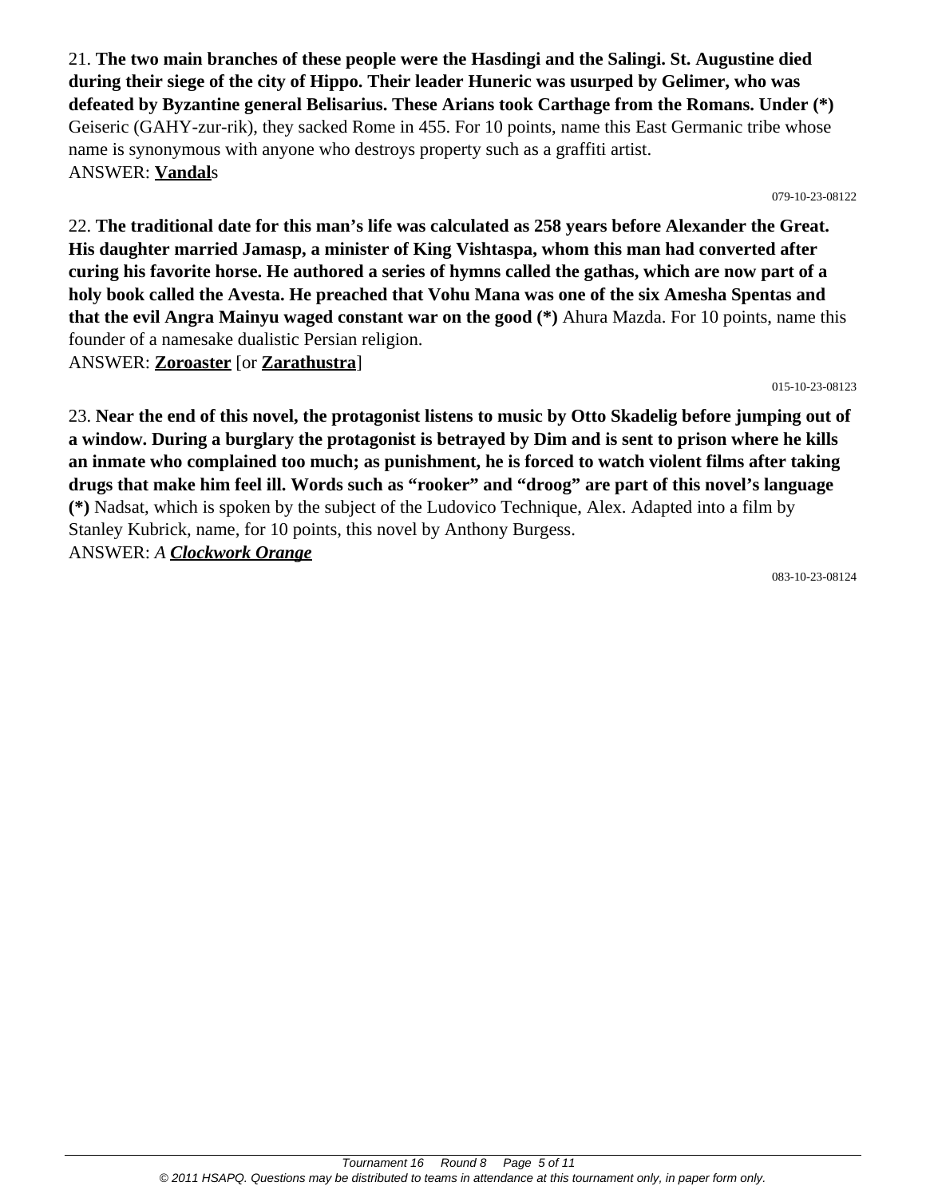21. **The two main branches of these people were the Hasdingi and the Salingi. St. Augustine died during their siege of the city of Hippo. Their leader Huneric was usurped by Gelimer, who was defeated by Byzantine general Belisarius. These Arians took Carthage from the Romans. Under (*)** Geiseric (GAHY-zur-rik), they sacked Rome in 455. For 10 points, name this East Germanic tribe whose name is synonymous with anyone who destroys property such as a graffiti artist.
ANSWER: **Vandal**s

079-10-23-08122

22. **The traditional date for this man's life was calculated as 258 years before Alexander the Great. His daughter married Jamasp, a minister of King Vishtaspa, whom this man had converted after curing his favorite horse. He authored a series of hymns called the gathas, which are now part of a holy book called the Avesta. He preached that Vohu Mana was one of the six Amesha Spentas and that the evil Angra Mainyu waged constant war on the good (*)** Ahura Mazda. For 10 points, name this founder of a namesake dualistic Persian religion.
ANSWER: **Zoroaster** [or **Zarathustra**]

015-10-23-08123

23. **Near the end of this novel, the protagonist listens to music by Otto Skadelig before jumping out of a window. During a burglary the protagonist is betrayed by Dim and is sent to prison where he kills an inmate who complained too much; as punishment, he is forced to watch violent films after taking drugs that make him feel ill. Words such as "rooker" and "droog" are part of this novel's language (*)** Nadsat, which is spoken by the subject of the Ludovico Technique, Alex. Adapted into a film by Stanley Kubrick, name, for 10 points, this novel by Anthony Burgess.
ANSWER: *A* ***Clockwork Orange***

083-10-23-08124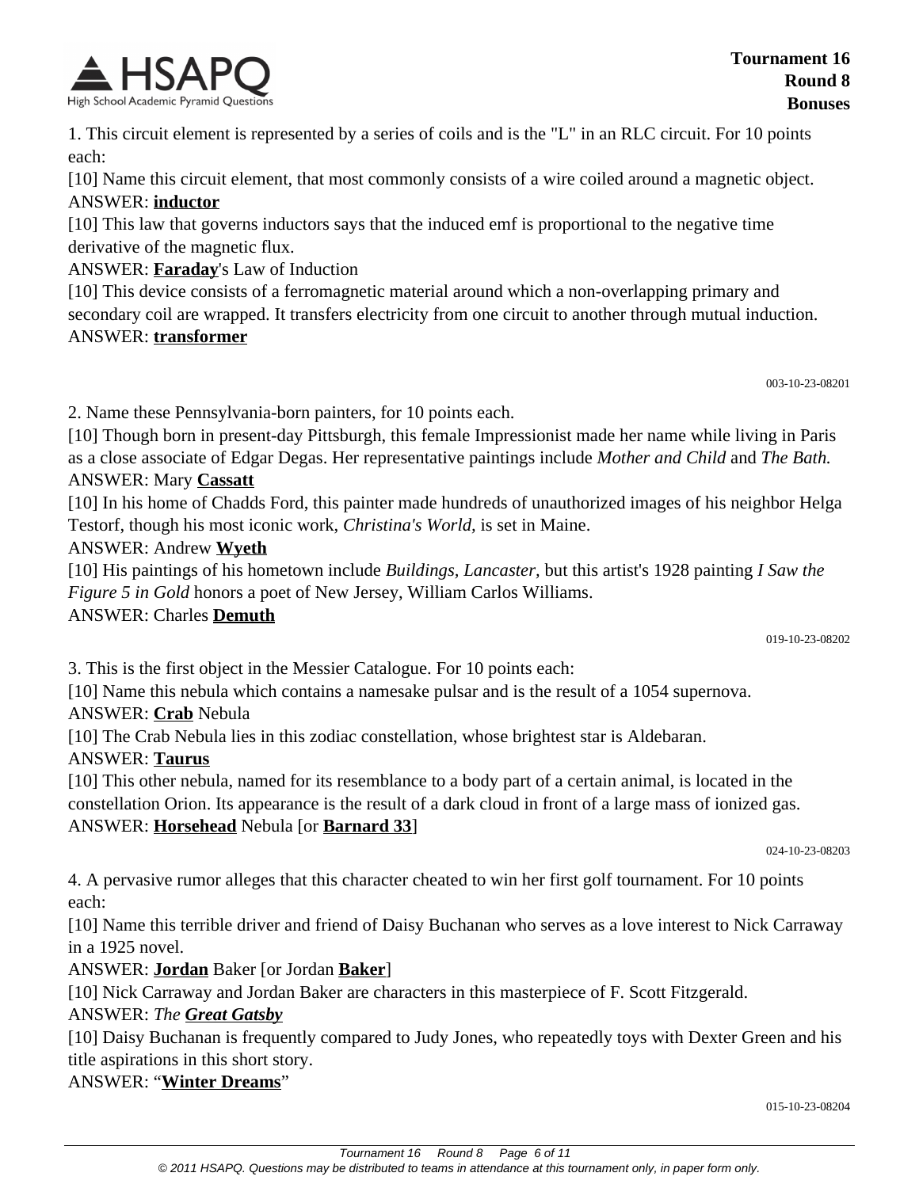1. This circuit element is represented by a series of coils and is the "L" in an RLC circuit. For 10 points each:

[10] Name this circuit element, that most commonly consists of a wire coiled around a magnetic object.

ANSWER: **inductor**

[10] This law that governs inductors says that the induced emf is proportional to the negative time derivative of the magnetic flux.

ANSWER: **Faraday**'s Law of Induction

[10] This device consists of a ferromagnetic material around which a non-overlapping primary and secondary coil are wrapped. It transfers electricity from one circuit to another through mutual induction.

ANSWER: **transformer**

003-10-23-08201

2. Name these Pennsylvania-born painters, for 10 points each.

[10] Though born in present-day Pittsburgh, this female Impressionist made her name while living in Paris as a close associate of Edgar Degas. Her representative paintings include *Mother and Child* and *The Bath.*

ANSWER: Mary **Cassatt**

[10] In his home of Chadds Ford, this painter made hundreds of unauthorized images of his neighbor Helga Testorf, though his most iconic work, *Christina's World,* is set in Maine.

ANSWER: Andrew **Wyeth**

[10] His paintings of his hometown include *Buildings, Lancaster,* but this artist's 1928 painting *I Saw the Figure 5 in Gold* honors a poet of New Jersey, William Carlos Williams.

ANSWER: Charles **Demuth**

019-10-23-08202

3. This is the first object in the Messier Catalogue. For 10 points each:

[10] Name this nebula which contains a namesake pulsar and is the result of a 1054 supernova.

ANSWER: **Crab** Nebula

[10] The Crab Nebula lies in this zodiac constellation, whose brightest star is Aldebaran.

ANSWER: **Taurus**

[10] This other nebula, named for its resemblance to a body part of a certain animal, is located in the constellation Orion. Its appearance is the result of a dark cloud in front of a large mass of ionized gas.

ANSWER: **Horsehead** Nebula [or **Barnard 33**]

024-10-23-08203

4. A pervasive rumor alleges that this character cheated to win her first golf tournament. For 10 points each:

[10] Name this terrible driver and friend of Daisy Buchanan who serves as a love interest to Nick Carraway in a 1925 novel.

ANSWER: **Jordan** Baker [or Jordan **Baker**]

[10] Nick Carraway and Jordan Baker are characters in this masterpiece of F. Scott Fitzgerald.

ANSWER: *The **Great Gatsby***

[10] Daisy Buchanan is frequently compared to Judy Jones, who repeatedly toys with Dexter Green and his title aspirations in this short story.

ANSWER: "**Winter Dreams**"

015-10-23-08204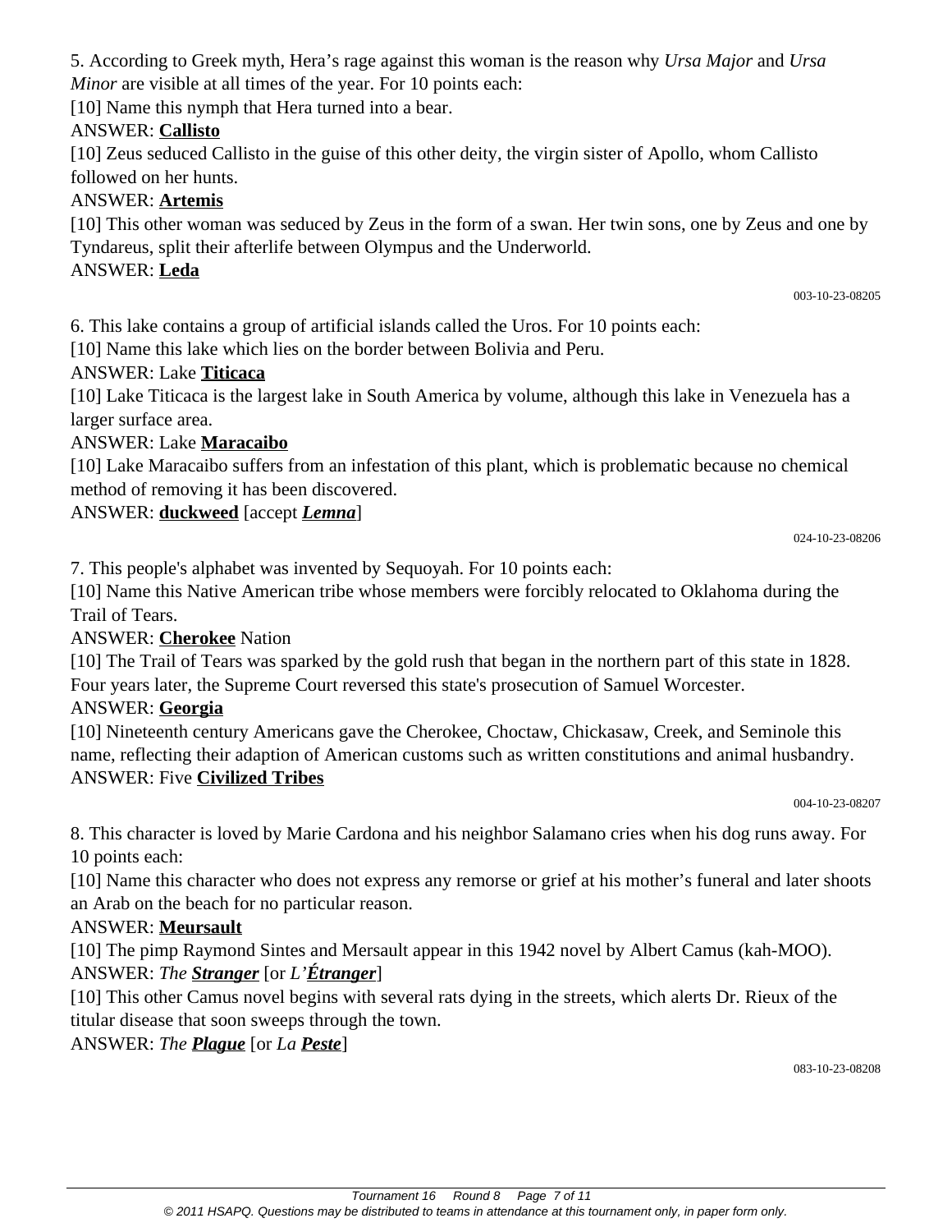5. According to Greek myth, Hera's rage against this woman is the reason why *Ursa Major* and *Ursa Minor* are visible at all times of the year. For 10 points each:

[10] Name this nymph that Hera turned into a bear.

ANSWER: **Callisto**

[10] Zeus seduced Callisto in the guise of this other deity, the virgin sister of Apollo, whom Callisto followed on her hunts.

ANSWER: **Artemis**

[10] This other woman was seduced by Zeus in the form of a swan. Her twin sons, one by Zeus and one by Tyndareus, split their afterlife between Olympus and the Underworld.

ANSWER: **Leda**

003-10-23-08205

6. This lake contains a group of artificial islands called the Uros. For 10 points each:

[10] Name this lake which lies on the border between Bolivia and Peru.

ANSWER: Lake **Titicaca**

[10] Lake Titicaca is the largest lake in South America by volume, although this lake in Venezuela has a larger surface area.

ANSWER: Lake **Maracaibo**

[10] Lake Maracaibo suffers from an infestation of this plant, which is problematic because no chemical method of removing it has been discovered.

ANSWER: **duckweed** [accept ***Lemna***]

024-10-23-08206

7. This people's alphabet was invented by Sequoyah. For 10 points each:

[10] Name this Native American tribe whose members were forcibly relocated to Oklahoma during the Trail of Tears.

ANSWER: **Cherokee** Nation

[10] The Trail of Tears was sparked by the gold rush that began in the northern part of this state in 1828. Four years later, the Supreme Court reversed this state's prosecution of Samuel Worcester.

ANSWER: **Georgia**

[10] Nineteenth century Americans gave the Cherokee, Choctaw, Chickasaw, Creek, and Seminole this name, reflecting their adaption of American customs such as written constitutions and animal husbandry.

ANSWER: Five **Civilized Tribes**

004-10-23-08207

8. This character is loved by Marie Cardona and his neighbor Salamano cries when his dog runs away. For 10 points each:

[10] Name this character who does not express any remorse or grief at his mother's funeral and later shoots an Arab on the beach for no particular reason.

ANSWER: **Meursault**

[10] The pimp Raymond Sintes and Mersault appear in this 1942 novel by Albert Camus (kah-MOO).

ANSWER: *The* ***Stranger*** [or *L'**Étranger***]

[10] This other Camus novel begins with several rats dying in the streets, which alerts Dr. Rieux of the titular disease that soon sweeps through the town.

ANSWER: *The* ***Plague*** [or *La* ***Peste***]

083-10-23-08208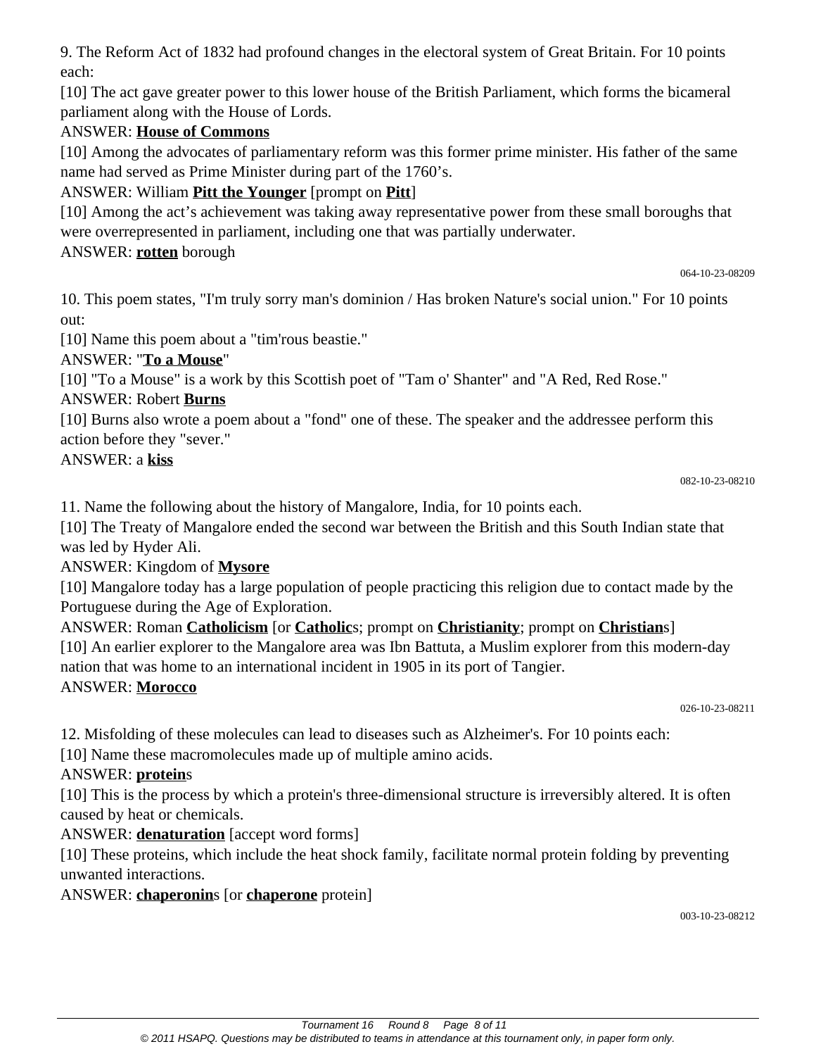9. The Reform Act of 1832 had profound changes in the electoral system of Great Britain. For 10 points each:

[10] The act gave greater power to this lower house of the British Parliament, which forms the bicameral parliament along with the House of Lords.

ANSWER: **House of Commons**

[10] Among the advocates of parliamentary reform was this former prime minister. His father of the same name had served as Prime Minister during part of the 1760's.

ANSWER: William **Pitt the Younger** [prompt on **Pitt**]

[10] Among the act's achievement was taking away representative power from these small boroughs that were overrepresented in parliament, including one that was partially underwater.

ANSWER: **rotten** borough

064-10-23-08209

10. This poem states, "I'm truly sorry man's dominion / Has broken Nature's social union." For 10 points out:

[10] Name this poem about a "tim'rous beastie."

ANSWER: "**To a Mouse**"

[10] "To a Mouse" is a work by this Scottish poet of "Tam o' Shanter" and "A Red, Red Rose."

ANSWER: Robert **Burns**

[10] Burns also wrote a poem about a "fond" one of these. The speaker and the addressee perform this action before they "sever."

ANSWER: a **kiss**

082-10-23-08210

11. Name the following about the history of Mangalore, India, for 10 points each.

[10] The Treaty of Mangalore ended the second war between the British and this South Indian state that was led by Hyder Ali.

ANSWER: Kingdom of **Mysore**

[10] Mangalore today has a large population of people practicing this religion due to contact made by the Portuguese during the Age of Exploration.

ANSWER: Roman **Catholicism** [or **Catholic**s; prompt on **Christianity**; prompt on **Christian**s]

[10] An earlier explorer to the Mangalore area was Ibn Battuta, a Muslim explorer from this modern-day nation that was home to an international incident in 1905 in its port of Tangier.

ANSWER: **Morocco**

026-10-23-08211

12. Misfolding of these molecules can lead to diseases such as Alzheimer's. For 10 points each:

[10] Name these macromolecules made up of multiple amino acids.

ANSWER: **protein**s

[10] This is the process by which a protein's three-dimensional structure is irreversibly altered. It is often caused by heat or chemicals.

ANSWER: **denaturation** [accept word forms]

[10] These proteins, which include the heat shock family, facilitate normal protein folding by preventing unwanted interactions.

ANSWER: **chaperonin**s [or **chaperone** protein]

003-10-23-08212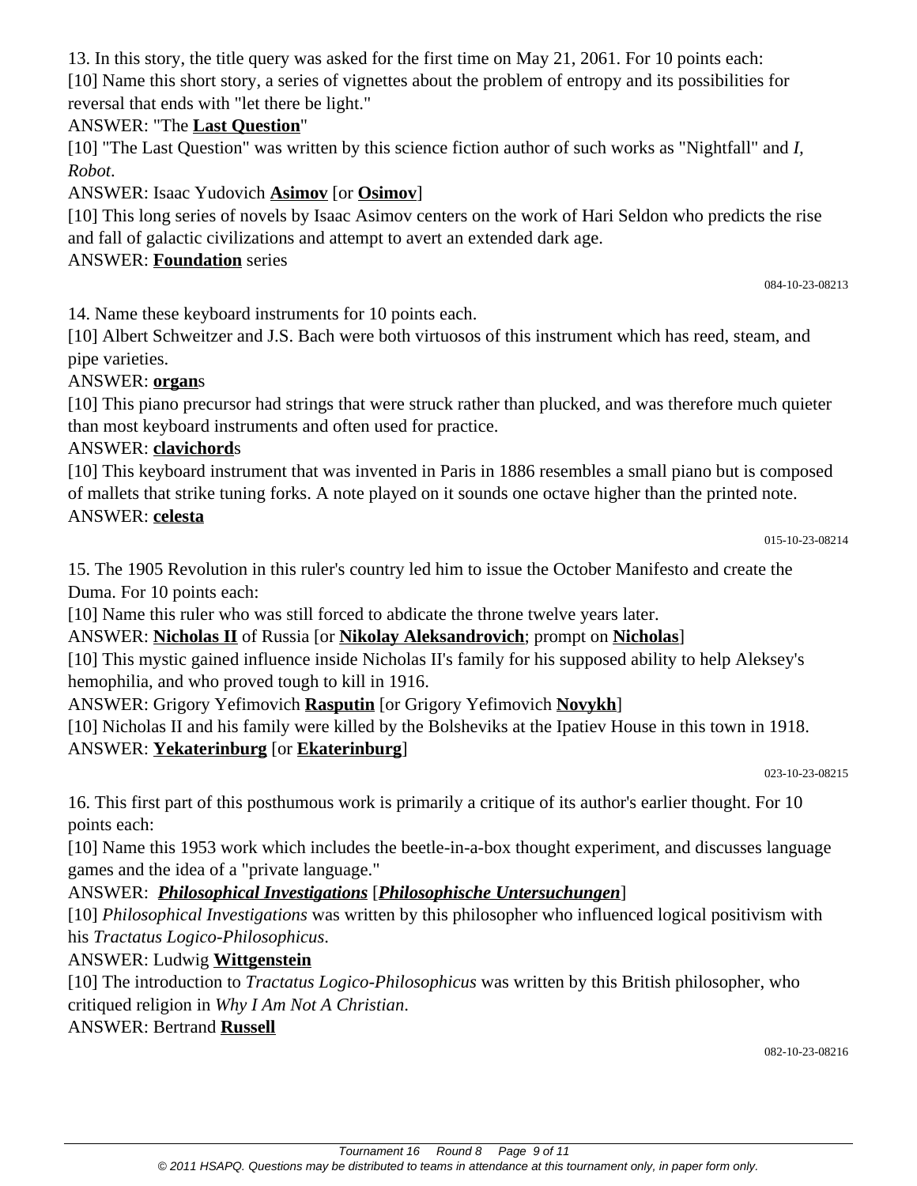13. In this story, the title query was asked for the first time on May 21, 2061. For 10 points each:

[10] Name this short story, a series of vignettes about the problem of entropy and its possibilities for reversal that ends with "let there be light."

ANSWER: "The **Last Question**"

[10] "The Last Question" was written by this science fiction author of such works as "Nightfall" and *I, Robot*.

ANSWER: Isaac Yudovich **Asimov** [or **Osimov**]

[10] This long series of novels by Isaac Asimov centers on the work of Hari Seldon who predicts the rise and fall of galactic civilizations and attempt to avert an extended dark age.

ANSWER: **Foundation** series

084-10-23-08213

14. Name these keyboard instruments for 10 points each.

[10] Albert Schweitzer and J.S. Bach were both virtuosos of this instrument which has reed, steam, and pipe varieties.

ANSWER: **organ**s

[10] This piano precursor had strings that were struck rather than plucked, and was therefore much quieter than most keyboard instruments and often used for practice.

ANSWER: **clavichord**s

[10] This keyboard instrument that was invented in Paris in 1886 resembles a small piano but is composed of mallets that strike tuning forks. A note played on it sounds one octave higher than the printed note.

ANSWER: **celesta**

015-10-23-08214

15. The 1905 Revolution in this ruler's country led him to issue the October Manifesto and create the Duma. For 10 points each:

[10] Name this ruler who was still forced to abdicate the throne twelve years later.

ANSWER: **Nicholas II** of Russia [or **Nikolay Aleksandrovich**; prompt on **Nicholas**]

[10] This mystic gained influence inside Nicholas II's family for his supposed ability to help Aleksey's hemophilia, and who proved tough to kill in 1916.

ANSWER: Grigory Yefimovich **Rasputin** [or Grigory Yefimovich **Novykh**]

[10] Nicholas II and his family were killed by the Bolsheviks at the Ipatiev House in this town in 1918.

ANSWER: **Yekaterinburg** [or **Ekaterinburg**]

023-10-23-08215

16. This first part of this posthumous work is primarily a critique of its author's earlier thought. For 10 points each:

[10] Name this 1953 work which includes the beetle-in-a-box thought experiment, and discusses language games and the idea of a "private language."

ANSWER: ***Philosophical Investigations*** [***Philosophische Untersuchungen***]

[10] *Philosophical Investigations* was written by this philosopher who influenced logical positivism with his *Tractatus Logico-Philosophicus*.

ANSWER: Ludwig **Wittgenstein**

[10] The introduction to *Tractatus Logico-Philosophicus* was written by this British philosopher, who critiqued religion in *Why I Am Not A Christian*.

ANSWER: Bertrand **Russell**

082-10-23-08216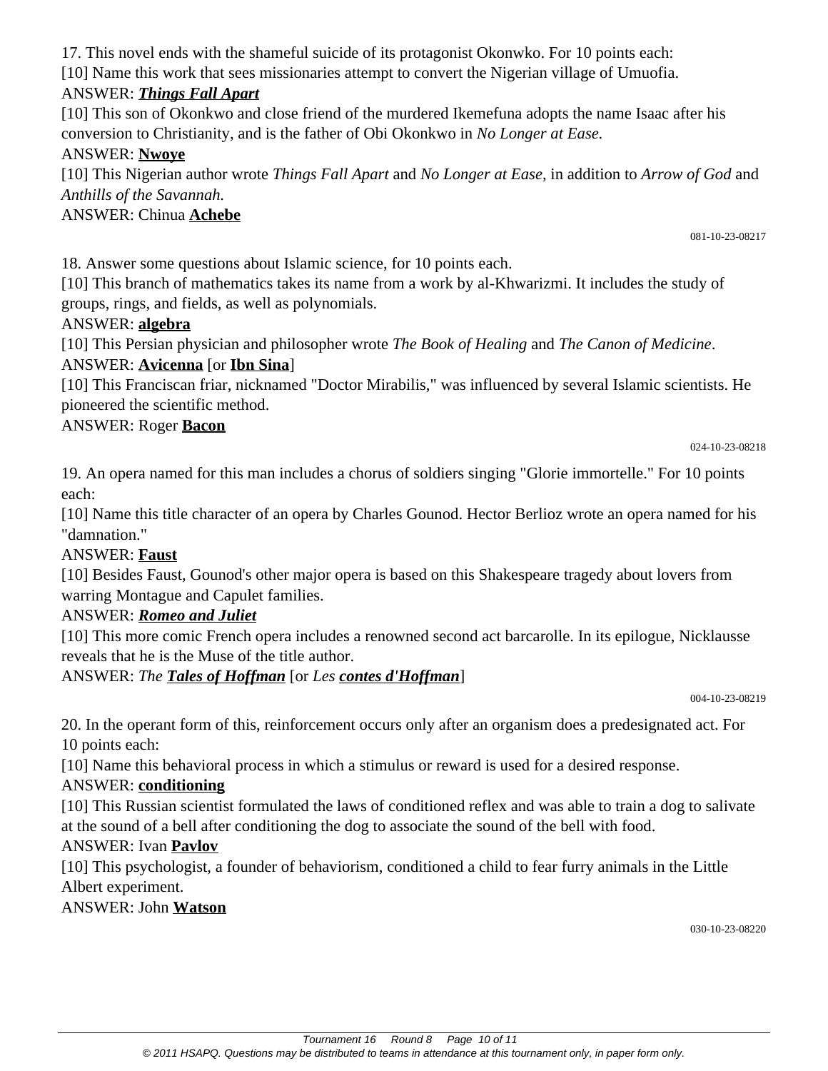17. This novel ends with the shameful suicide of its protagonist Okonwko. For 10 points each:

[10] Name this work that sees missionaries attempt to convert the Nigerian village of Umuofia.

ANSWER: ***Things Fall Apart***

[10] This son of Okonkwo and close friend of the murdered Ikemefuna adopts the name Isaac after his conversion to Christianity, and is the father of Obi Okonkwo in *No Longer at Ease.*

ANSWER: **Nwoye**

[10] This Nigerian author wrote *Things Fall Apart* and *No Longer at Ease,* in addition to *Arrow of God* and *Anthills of the Savannah.*

ANSWER: Chinua **Achebe**

081-10-23-08217

18. Answer some questions about Islamic science, for 10 points each.

[10] This branch of mathematics takes its name from a work by al-Khwarizmi. It includes the study of groups, rings, and fields, as well as polynomials.

ANSWER: **algebra**

[10] This Persian physician and philosopher wrote *The Book of Healing* and *The Canon of Medicine*.

ANSWER: **Avicenna** [or **Ibn Sina**]

[10] This Franciscan friar, nicknamed "Doctor Mirabilis," was influenced by several Islamic scientists. He pioneered the scientific method.

ANSWER: Roger **Bacon**

024-10-23-08218

19. An opera named for this man includes a chorus of soldiers singing "Glorie immortelle." For 10 points each:

[10] Name this title character of an opera by Charles Gounod. Hector Berlioz wrote an opera named for his "damnation."

ANSWER: **Faust**

[10] Besides Faust, Gounod's other major opera is based on this Shakespeare tragedy about lovers from warring Montague and Capulet families.

ANSWER: ***Romeo and Juliet***

[10] This more comic French opera includes a renowned second act barcarolle. In its epilogue, Nicklausse reveals that he is the Muse of the title author.

ANSWER: *The* ***Tales of Hoffman*** [or *Les* ***contes d'Hoffman***]

004-10-23-08219

20. In the operant form of this, reinforcement occurs only after an organism does a predesignated act. For 10 points each:

[10] Name this behavioral process in which a stimulus or reward is used for a desired response.

ANSWER: **conditioning**

[10] This Russian scientist formulated the laws of conditioned reflex and was able to train a dog to salivate at the sound of a bell after conditioning the dog to associate the sound of the bell with food.

ANSWER: Ivan **Pavlov**

[10] This psychologist, a founder of behaviorism, conditioned a child to fear furry animals in the Little Albert experiment.

ANSWER: John **Watson**

030-10-23-08220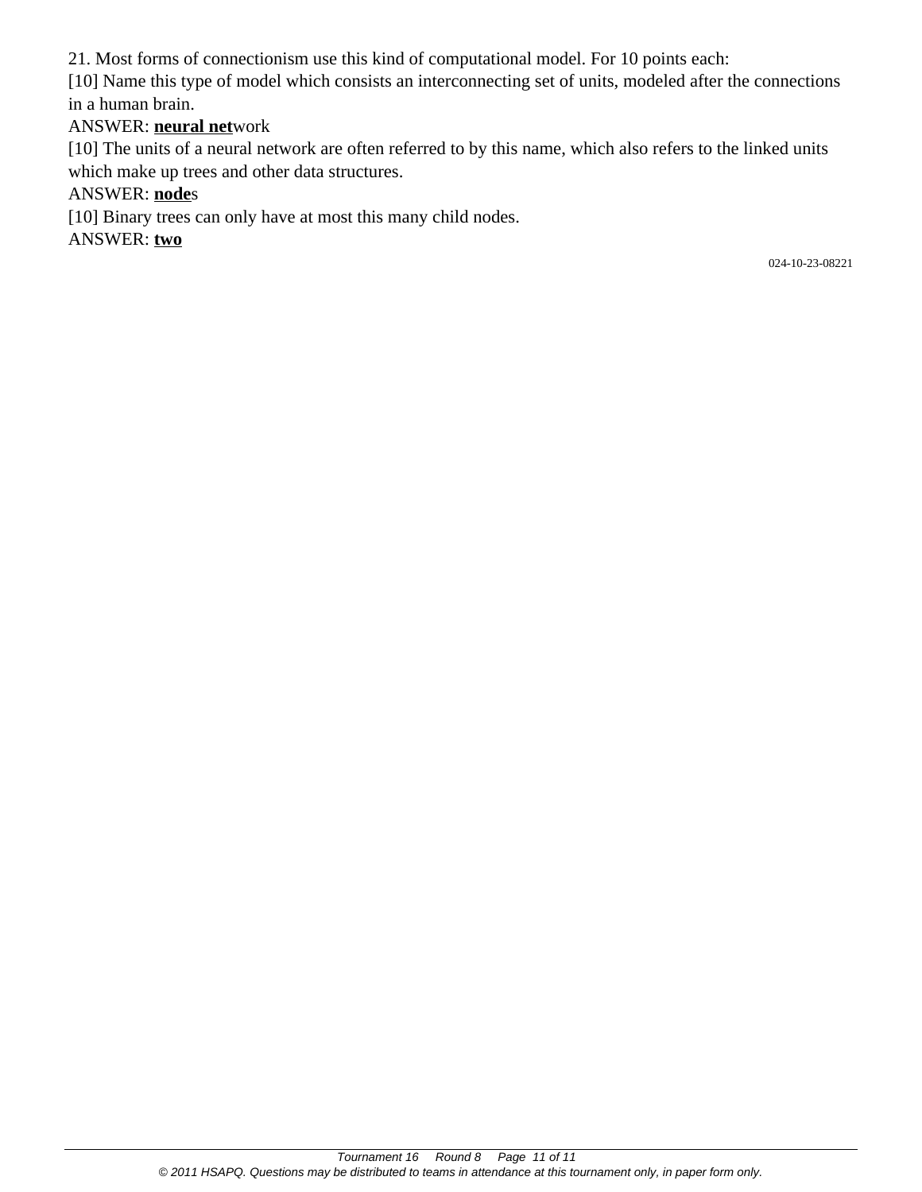21. Most forms of connectionism use this kind of computational model. For 10 points each:

[10] Name this type of model which consists an interconnecting set of units, modeled after the connections in a human brain.

ANSWER: **neural net**work

[10] The units of a neural network are often referred to by this name, which also refers to the linked units which make up trees and other data structures.

ANSWER: **node**s

[10] Binary trees can only have at most this many child nodes.

ANSWER: **two**

024-10-23-08221